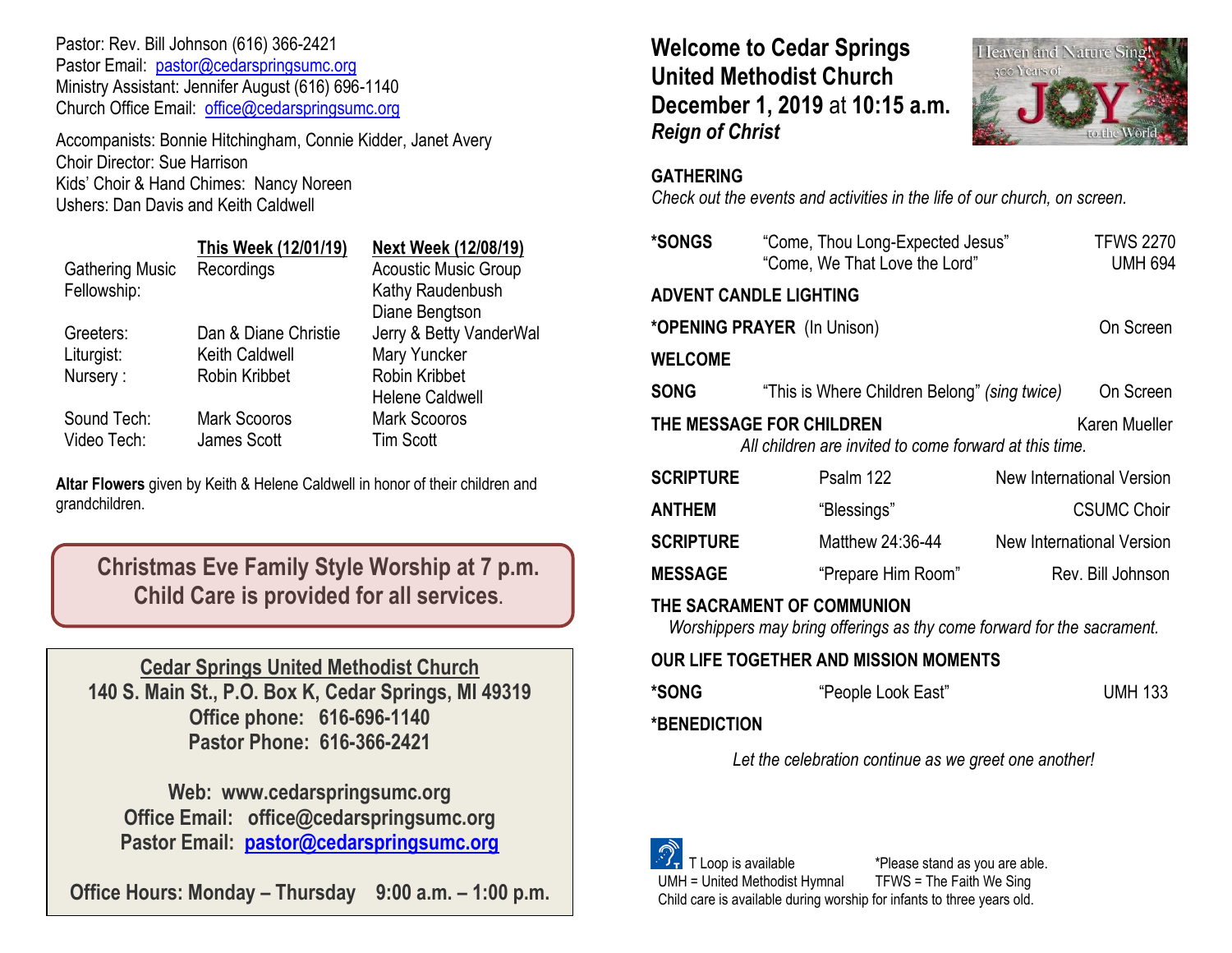Pastor: Rev. Bill Johnson (616) 366-2421
Pastor Email: pastor@cedarspringsumc.org
Ministry Assistant: Jennifer August (616) 696-1140
Church Office Email: office@cedarspringsumc.org

Accompanists: Bonnie Hitchingham, Connie Kidder, Janet Avery
Choir Director: Sue Harrison
Kids' Choir & Hand Chimes: Nancy Noreen
Ushers: Dan Davis and Keith Caldwell

| | This Week (12/01/19) | Next Week (12/08/19) |
|---|---|---|
| Gathering Music | Recordings | Acoustic Music Group |
| Fellowship: | | Kathy Raudenbush<br>Diane Bengtson |
| Greeters: | Dan & Diane Christie | Jerry & Betty VanderWal |
| Liturgist: | Keith Caldwell | Mary Yuncker |
| Nursery : | Robin Kribbet | Robin Kribbet<br>Helene Caldwell |
| Sound Tech: | Mark Scooros | Mark Scooros |
| Video Tech: | James Scott | Tim Scott |

**Altar Flowers** given by Keith & Helene Caldwell in honor of their children and grandchildren.

**Christmas Eve Family Style Worship at 7 p.m.**
**Child Care is provided for all services.**

**Cedar Springs United Methodist Church**
**140 S. Main St., P.O. Box K, Cedar Springs, MI 49319**
**Office phone: 616-696-1140**
**Pastor Phone: 616-366-2421**

**Web: www.cedarspringsumc.org**
**Office Email: office@cedarspringsumc.org**
**Pastor Email: pastor@cedarspringsumc.org**

**Office Hours: Monday – Thursday 9:00 a.m. – 1:00 p.m.**

# Welcome to Cedar Springs United Methodist Church
## December 1, 2019 at 10:15 a.m.
***Reign of Christ***

Heaven and Nature Sing! 300 Years of JOY to the World

**GATHERING**
*Check out the events and activities in the life of our church, on screen.*

**\*SONGS** "Come, Thou Long-Expected Jesus" TFWS 2270
"Come, We That Love the Lord" UMH 694

**ADVENT CANDLE LIGHTING**

**\*OPENING PRAYER** (In Unison) On Screen

**WELCOME**

**SONG** "This is Where Children Belong" *(sing twice)* On Screen

**THE MESSAGE FOR CHILDREN** Karen Mueller
*All children are invited to come forward at this time.*

**SCRIPTURE** Psalm 122 New International Version

**ANTHEM** "Blessings" CSUMC Choir

**SCRIPTURE** Matthew 24:36-44 New International Version

**MESSAGE** "Prepare Him Room" Rev. Bill Johnson

**THE SACRAMENT OF COMMUNION**
*Worshippers may bring offerings as thy come forward for the sacrament.*

**OUR LIFE TOGETHER AND MISSION MOMENTS**

**\*SONG** "People Look East" UMH 133

**\*BENEDICTION**

*Let the celebration continue as we greet one another!*

T Loop is available — *Please stand as you are able.
UMH = United Methodist Hymnal — TFWS = The Faith We Sing
Child care is available during worship for infants to three years old.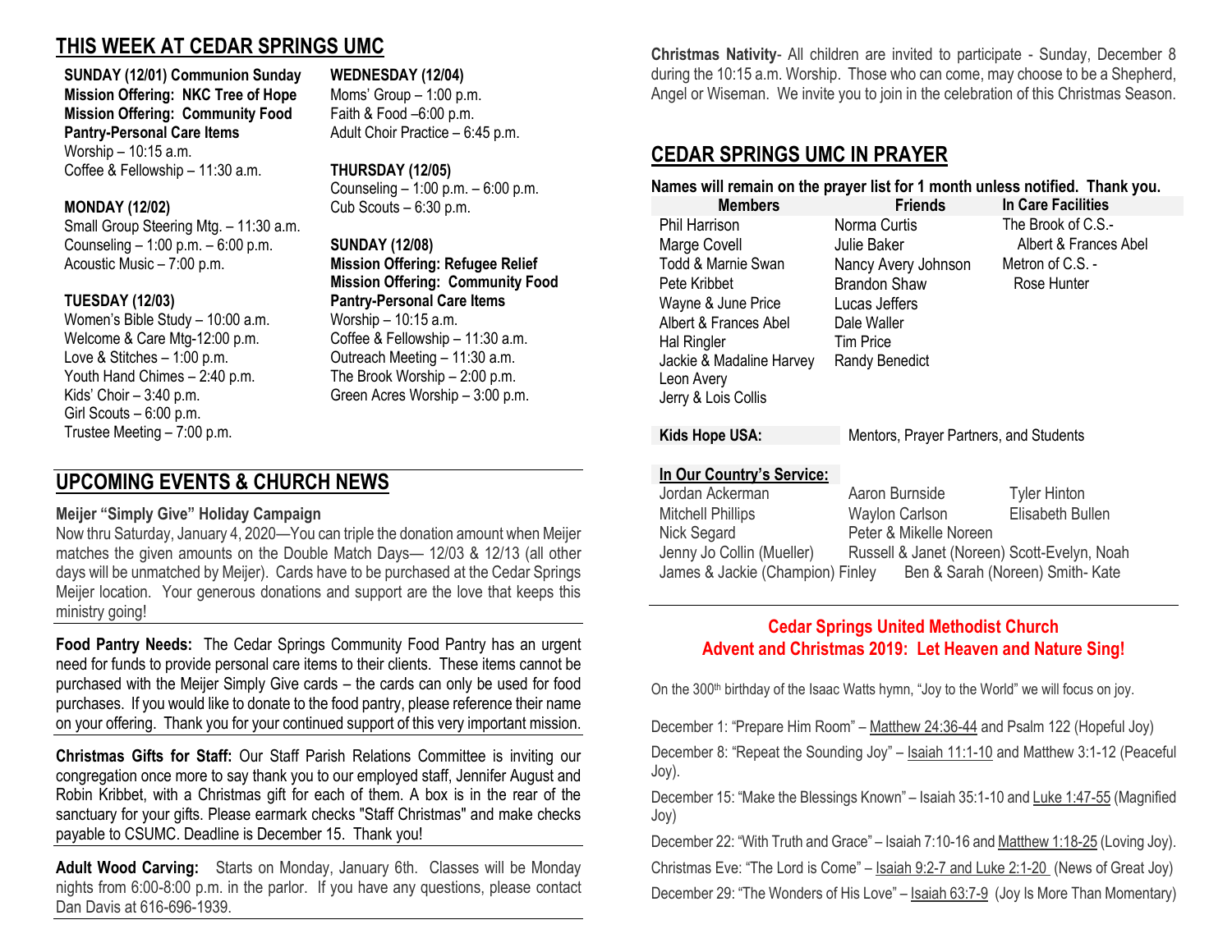## THIS WEEK AT CEDAR SPRINGS UMC

**SUNDAY (12/01) Communion Sunday**
**Mission Offering: NKC Tree of Hope**
**Mission Offering: Community Food Pantry-Personal Care Items**
Worship – 10:15 a.m.
Coffee & Fellowship – 11:30 a.m.

**MONDAY (12/02)**
Small Group Steering Mtg. – 11:30 a.m.
Counseling – 1:00 p.m. – 6:00 p.m.
Acoustic Music – 7:00 p.m.

**TUESDAY (12/03)**
Women's Bible Study – 10:00 a.m.
Welcome & Care Mtg-12:00 p.m.
Love & Stitches – 1:00 p.m.
Youth Hand Chimes – 2:40 p.m.
Kids' Choir – 3:40 p.m.
Girl Scouts – 6:00 p.m.
Trustee Meeting – 7:00 p.m.

**WEDNESDAY (12/04)**
Moms' Group – 1:00 p.m.
Faith & Food –6:00 p.m.
Adult Choir Practice – 6:45 p.m.

**THURSDAY (12/05)**
Counseling – 1:00 p.m. – 6:00 p.m.
Cub Scouts – 6:30 p.m.

**SUNDAY (12/08)**
**Mission Offering: Refugee Relief**
**Mission Offering: Community Food Pantry-Personal Care Items**
Worship – 10:15 a.m.
Coffee & Fellowship – 11:30 a.m.
Outreach Meeting – 11:30 a.m.
The Brook Worship – 2:00 p.m.
Green Acres Worship – 3:00 p.m.

## UPCOMING EVENTS & CHURCH NEWS

**Meijer "Simply Give" Holiday Campaign**
Now thru Saturday, January 4, 2020—You can triple the donation amount when Meijer matches the given amounts on the Double Match Days— 12/03 & 12/13 (all other days will be unmatched by Meijer). Cards have to be purchased at the Cedar Springs Meijer location. Your generous donations and support are the love that keeps this ministry going!

**Food Pantry Needs:** The Cedar Springs Community Food Pantry has an urgent need for funds to provide personal care items to their clients. These items cannot be purchased with the Meijer Simply Give cards – the cards can only be used for food purchases. If you would like to donate to the food pantry, please reference their name on your offering. Thank you for your continued support of this very important mission.

**Christmas Gifts for Staff:** Our Staff Parish Relations Committee is inviting our congregation once more to say thank you to our employed staff, Jennifer August and Robin Kribbet, with a Christmas gift for each of them. A box is in the rear of the sanctuary for your gifts. Please earmark checks "Staff Christmas" and make checks payable to CSUMC. Deadline is December 15. Thank you!

**Adult Wood Carving:** Starts on Monday, January 6th. Classes will be Monday nights from 6:00-8:00 p.m. in the parlor. If you have any questions, please contact Dan Davis at 616-696-1939.

**Christmas Nativity**- All children are invited to participate - Sunday, December 8 during the 10:15 a.m. Worship. Those who can come, may choose to be a Shepherd, Angel or Wiseman. We invite you to join in the celebration of this Christmas Season.

## CEDAR SPRINGS UMC IN PRAYER

**Names will remain on the prayer list for 1 month unless notified. Thank you.**

| Members | Friends | In Care Facilities |
|---|---|---|
| Phil Harrison | Norma Curtis | The Brook of C.S.- Albert & Frances Abel |
| Marge Covell | Julie Baker | Metron of C.S. - Rose Hunter |
| Todd & Marnie Swan | Nancy Avery Johnson | |
| Pete Kribbet | Brandon Shaw | |
| Wayne & June Price | Lucas Jeffers | |
| Albert & Frances Abel | Dale Waller | |
| Hal Ringler | Tim Price | |
| Jackie & Madaline Harvey | Randy Benedict | |
| Leon Avery | | |
| Jerry & Lois Collis | | |

**Kids Hope USA:** Mentors, Prayer Partners, and Students

**In Our Country's Service:**
Jordan Ackerman
Aaron Burnside
Tyler Hinton
Mitchell Phillips
Waylon Carlson
Elisabeth Bullen
Nick Segard
Peter & Mikelle Noreen
Jenny Jo Collin (Mueller)
Russell & Janet (Noreen) Scott-Evelyn, Noah
James & Jackie (Champion) Finley
Ben & Sarah (Noreen) Smith- Kate

### Cedar Springs United Methodist Church
### Advent and Christmas 2019: Let Heaven and Nature Sing!

On the 300th birthday of the Isaac Watts hymn, "Joy to the World" we will focus on joy.

December 1: "Prepare Him Room" – Matthew 24:36-44 and Psalm 122 (Hopeful Joy)

December 8: "Repeat the Sounding Joy" – Isaiah 11:1-10 and Matthew 3:1-12 (Peaceful Joy).

December 15: "Make the Blessings Known" – Isaiah 35:1-10 and Luke 1:47-55 (Magnified Joy)

December 22: "With Truth and Grace" – Isaiah 7:10-16 and Matthew 1:18-25 (Loving Joy).

Christmas Eve: "The Lord is Come" – Isaiah 9:2-7 and Luke 2:1-20 (News of Great Joy)

December 29: "The Wonders of His Love" – Isaiah 63:7-9 (Joy Is More Than Momentary)